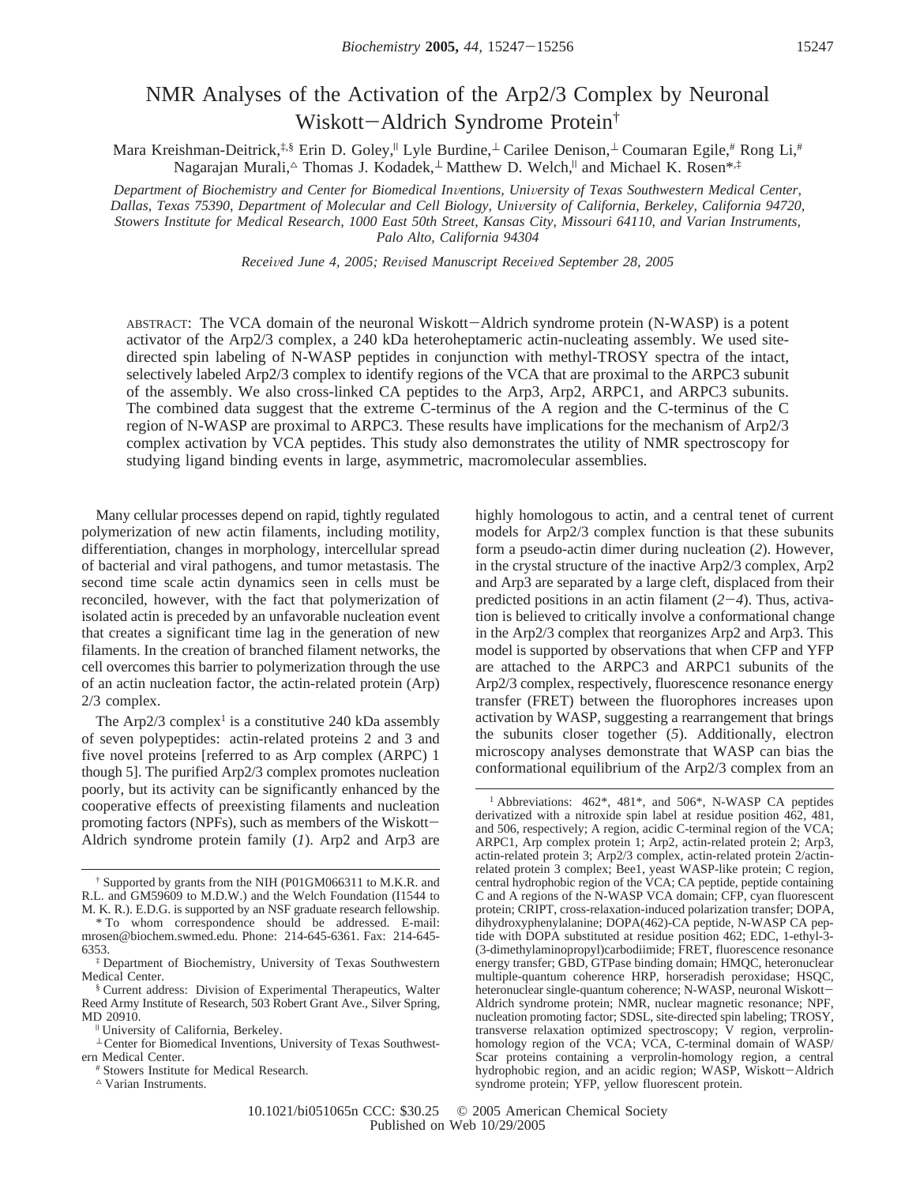# NMR Analyses of the Activation of the Arp2/3 Complex by Neuronal Wiskott−Aldrich Syndrome Protein[†]

Mara Kreishman-Deitrick,[‡,§] Erin D. Goley,[∥] Lyle Burdine,[⊥] Carilee Denison,[⊥] Coumaran Egile,[#] Rong Li,[#] Nagarajan Murali,[△] Thomas J. Kodadek,[⊥] Matthew D. Welch,[∥] and Michael K. Rosen*[,‡]

*Department of Biochemistry and Center for Biomedical Inventions, University of Texas Southwestern Medical Center, Dallas, Texas 75390, Department of Molecular and Cell Biology, University of California, Berkeley, California 94720, Stowers Institute for Medical Research, 1000 East 50th Street, Kansas City, Missouri 64110, and Varian Instruments, Palo Alto, California 94304*

*Received June 4, 2005; Revised Manuscript Received September 28, 2005*

ABSTRACT: The VCA domain of the neuronal Wiskott−Aldrich syndrome protein (N-WASP) is a potent activator of the Arp2/3 complex, a 240 kDa heteroheptameric actin-nucleating assembly. We used site-directed spin labeling of N-WASP peptides in conjunction with methyl-TROSY spectra of the intact, selectively labeled Arp2/3 complex to identify regions of the VCA that are proximal to the ARPC3 subunit of the assembly. We also cross-linked CA peptides to the Arp3, Arp2, ARPC1, and ARPC3 subunits. The combined data suggest that the extreme C-terminus of the A region and the C-terminus of the C region of N-WASP are proximal to ARPC3. These results have implications for the mechanism of Arp2/3 complex activation by VCA peptides. This study also demonstrates the utility of NMR spectroscopy for studying ligand binding events in large, asymmetric, macromolecular assemblies.

Many cellular processes depend on rapid, tightly regulated polymerization of new actin filaments, including motility, differentiation, changes in morphology, intercellular spread of bacterial and viral pathogens, and tumor metastasis. The second time scale actin dynamics seen in cells must be reconciled, however, with the fact that polymerization of isolated actin is preceded by an unfavorable nucleation event that creates a significant time lag in the generation of new filaments. In the creation of branched filament networks, the cell overcomes this barrier to polymerization through the use of an actin nucleation factor, the actin-related protein (Arp) 2/3 complex.

The Arp2/3 complex[1] is a constitutive 240 kDa assembly of seven polypeptides: actin-related proteins 2 and 3 and five novel proteins [referred to as Arp complex (ARPC) 1 though 5]. The purified Arp2/3 complex promotes nucleation poorly, but its activity can be significantly enhanced by the cooperative effects of preexisting filaments and nucleation promoting factors (NPFs), such as members of the Wiskott−Aldrich syndrome protein family (*1*). Arp2 and Arp3 are highly homologous to actin, and a central tenet of current models for Arp2/3 complex function is that these subunits form a pseudo-actin dimer during nucleation (*2*). However, in the crystal structure of the inactive Arp2/3 complex, Arp2 and Arp3 are separated by a large cleft, displaced from their predicted positions in an actin filament (*2*−*4*). Thus, activation is believed to critically involve a conformational change in the Arp2/3 complex that reorganizes Arp2 and Arp3. This model is supported by observations that when CFP and YFP are attached to the ARPC3 and ARPC1 subunits of the Arp2/3 complex, respectively, fluorescence resonance energy transfer (FRET) between the fluorophores increases upon activation by WASP, suggesting a rearrangement that brings the subunits closer together (*5*). Additionally, electron microscopy analyses demonstrate that WASP can bias the conformational equilibrium of the Arp2/3 complex from an

---

[†] Supported by grants from the NIH (P01GM066311 to M.K.R. and R.L. and GM59609 to M.D.W.) and the Welch Foundation (I1544 to M. K. R.). E.D.G. is supported by an NSF graduate research fellowship.

\* To whom correspondence should be addressed. E-mail: mrosen@biochem.swmed.edu. Phone: 214-645-6361. Fax: 214-645-6353.

[‡] Department of Biochemistry, University of Texas Southwestern Medical Center.

[§] Current address: Division of Experimental Therapeutics, Walter Reed Army Institute of Research, 503 Robert Grant Ave., Silver Spring, MD 20910.

[∥] University of California, Berkeley.

[⊥] Center for Biomedical Inventions, University of Texas Southwestern Medical Center.

[#] Stowers Institute for Medical Research.

[△] Varian Instruments.

[1] Abbreviations: 462*, 481*, and 506*, N-WASP CA peptides derivatized with a nitroxide spin label at residue position 462, 481, and 506, respectively; A region, acidic C-terminal region of the VCA; ARPC1, Arp complex protein 1; Arp2, actin-related protein 2; Arp3, actin-related protein 3; Arp2/3 complex, actin-related protein 2/actin-related protein 3 complex; Bee1, yeast WASP-like protein; C region, central hydrophobic region of the VCA; CA peptide, peptide containing C and A regions of the N-WASP VCA domain; CFP, cyan fluorescent protein; CRIPT, cross-relaxation-induced polarization transfer; DOPA, dihydroxyphenylalanine; DOPA(462)-CA peptide, N-WASP CA peptide with DOPA substituted at residue position 462; EDC, 1-ethyl-3-(3-dimethylaminopropyl)carbodiimide; FRET, fluorescence resonance energy transfer; GBD, GTPase binding domain; HMQC, heteronuclear multiple-quantum coherence HRP, horseradish peroxidase; HSQC, heteronuclear single-quantum coherence; N-WASP, neuronal Wiskott−Aldrich syndrome protein; NMR, nuclear magnetic resonance; NPF, nucleation promoting factor; SDSL, site-directed spin labeling; TROSY, transverse relaxation optimized spectroscopy; V region, verprolin-homology region of the VCA; VCA, C-terminal domain of WASP/Scar proteins containing a verprolin-homology region, a central hydrophobic region, and an acidic region; WASP, Wiskott−Aldrich syndrome protein; YFP, yellow fluorescent protein.

10.1021/bi051065n CCC: $30.25 © 2005 American Chemical Society
Published on Web 10/29/2005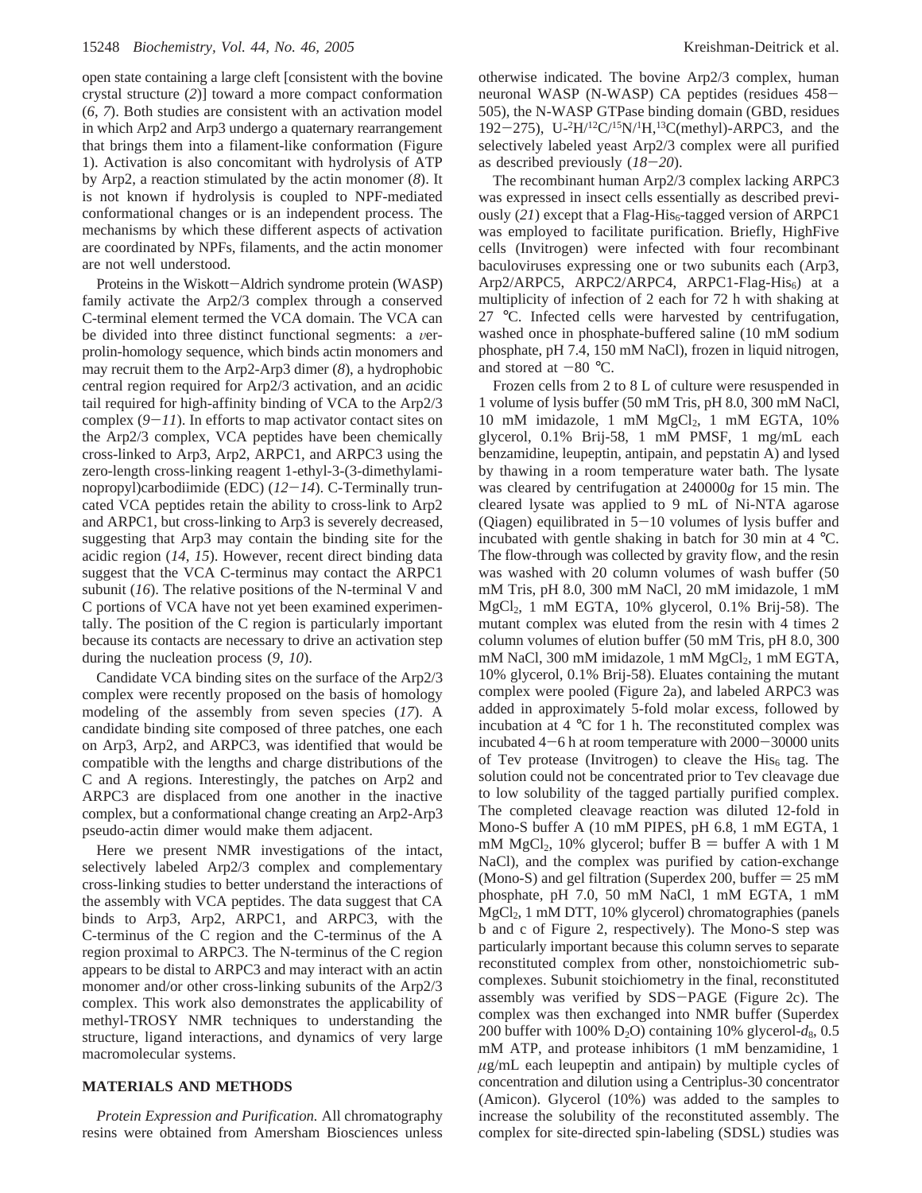open state containing a large cleft [consistent with the bovine crystal structure (2)] toward a more compact conformation (6, 7). Both studies are consistent with an activation model in which Arp2 and Arp3 undergo a quaternary rearrangement that brings them into a filament-like conformation (Figure 1). Activation is also concomitant with hydrolysis of ATP by Arp2, a reaction stimulated by the actin monomer (8). It is not known if hydrolysis is coupled to NPF-mediated conformational changes or is an independent process. The mechanisms by which these different aspects of activation are coordinated by NPFs, filaments, and the actin monomer are not well understood.

Proteins in the Wiskott–Aldrich syndrome protein (WASP) family activate the Arp2/3 complex through a conserved C-terminal element termed the VCA domain. The VCA can be divided into three distinct functional segments: a *v*erprolin-homology sequence, which binds actin monomers and may recruit them to the Arp2-Arp3 dimer (8), a hydrophobic *c*entral region required for Arp2/3 activation, and an *a*cidic tail required for high-affinity binding of VCA to the Arp2/3 complex (9–11). In efforts to map activator contact sites on the Arp2/3 complex, VCA peptides have been chemically cross-linked to Arp3, Arp2, ARPC1, and ARPC3 using the zero-length cross-linking reagent 1-ethyl-3-(3-dimethylaminopropyl)carbodiimide (EDC) (12–14). C-Terminally truncated VCA peptides retain the ability to cross-link to Arp2 and ARPC1, but cross-linking to Arp3 is severely decreased, suggesting that Arp3 may contain the binding site for the acidic region (14, 15). However, recent direct binding data suggest that the VCA C-terminus may contact the ARPC1 subunit (16). The relative positions of the N-terminal V and C portions of VCA have not yet been examined experimentally. The position of the C region is particularly important because its contacts are necessary to drive an activation step during the nucleation process (9, 10).

Candidate VCA binding sites on the surface of the Arp2/3 complex were recently proposed on the basis of homology modeling of the assembly from seven species (17). A candidate binding site composed of three patches, one each on Arp3, Arp2, and ARPC3, was identified that would be compatible with the lengths and charge distributions of the C and A regions. Interestingly, the patches on Arp2 and ARPC3 are displaced from one another in the inactive complex, but a conformational change creating an Arp2-Arp3 pseudo-actin dimer would make them adjacent.

Here we present NMR investigations of the intact, selectively labeled Arp2/3 complex and complementary cross-linking studies to better understand the interactions of the assembly with VCA peptides. The data suggest that CA binds to Arp3, Arp2, ARPC1, and ARPC3, with the C-terminus of the C region and the C-terminus of the A region proximal to ARPC3. The N-terminus of the C region appears to be distal to ARPC3 and may interact with an actin monomer and/or other cross-linking subunits of the Arp2/3 complex. This work also demonstrates the applicability of methyl-TROSY NMR techniques to understanding the structure, ligand interactions, and dynamics of very large macromolecular systems.

## MATERIALS AND METHODS

*Protein Expression and Purification.* All chromatography resins were obtained from Amersham Biosciences unless otherwise indicated. The bovine Arp2/3 complex, human neuronal WASP (N-WASP) CA peptides (residues 458–505), the N-WASP GTPase binding domain (GBD, residues 192–275), U-$^{2}$H/$^{12}$C/$^{15}$N/$^{1}$H,$^{13}$C(methyl)-ARPC3, and the selectively labeled yeast Arp2/3 complex were all purified as described previously (18–20).

The recombinant human Arp2/3 complex lacking ARPC3 was expressed in insect cells essentially as described previously (21) except that a Flag-His$_6$-tagged version of ARPC1 was employed to facilitate purification. Briefly, HighFive cells (Invitrogen) were infected with four recombinant baculoviruses expressing one or two subunits each (Arp3, Arp2/ARPC5, ARPC2/ARPC4, ARPC1-Flag-His$_6$) at a multiplicity of infection of 2 each for 72 h with shaking at 27 °C. Infected cells were harvested by centrifugation, washed once in phosphate-buffered saline (10 mM sodium phosphate, pH 7.4, 150 mM NaCl), frozen in liquid nitrogen, and stored at −80 °C.

Frozen cells from 2 to 8 L of culture were resuspended in 1 volume of lysis buffer (50 mM Tris, pH 8.0, 300 mM NaCl, 10 mM imidazole, 1 mM $MgCl_2$, 1 mM EGTA, 10% glycerol, 0.1% Brij-58, 1 mM PMSF, 1 mg/mL each benzamidine, leupeptin, antipain, and pepstatin A) and lysed by thawing in a room temperature water bath. The lysate was cleared by centrifugation at 240000*g* for 15 min. The cleared lysate was applied to 9 mL of Ni-NTA agarose (Qiagen) equilibrated in 5–10 volumes of lysis buffer and incubated with gentle shaking in batch for 30 min at 4 °C. The flow-through was collected by gravity flow, and the resin was washed with 20 column volumes of wash buffer (50 mM Tris, pH 8.0, 300 mM NaCl, 20 mM imidazole, 1 mM $MgCl_2$, 1 mM EGTA, 10% glycerol, 0.1% Brij-58). The mutant complex was eluted from the resin with 4 times 2 column volumes of elution buffer (50 mM Tris, pH 8.0, 300 mM NaCl, 300 mM imidazole, 1 mM $MgCl_2$, 1 mM EGTA, 10% glycerol, 0.1% Brij-58). Eluates containing the mutant complex were pooled (Figure 2a), and labeled ARPC3 was added in approximately 5-fold molar excess, followed by incubation at 4 °C for 1 h. The reconstituted complex was incubated 4–6 h at room temperature with 2000–30000 units of Tev protease (Invitrogen) to cleave the His$_6$ tag. The solution could not be concentrated prior to Tev cleavage due to low solubility of the tagged partially purified complex. The completed cleavage reaction was diluted 12-fold in Mono-S buffer A (10 mM PIPES, pH 6.8, 1 mM EGTA, 1 mM $MgCl_2$, 10% glycerol; buffer B = buffer A with 1 M NaCl), and the complex was purified by cation-exchange (Mono-S) and gel filtration (Superdex 200, buffer = 25 mM phosphate, pH 7.0, 50 mM NaCl, 1 mM EGTA, 1 mM $MgCl_2$, 1 mM DTT, 10% glycerol) chromatographies (panels b and c of Figure 2, respectively). The Mono-S step was particularly important because this column serves to separate reconstituted complex from other, nonstoichiometric subcomplexes. Subunit stoichiometry in the final, reconstituted assembly was verified by SDS–PAGE (Figure 2c). The complex was then exchanged into NMR buffer (Superdex 200 buffer with 100% $D_2O$) containing 10% glycerol-$d_8$, 0.5 mM ATP, and protease inhibitors (1 mM benzamidine, 1 $\mu$g/mL each leupeptin and antipain) by multiple cycles of concentration and dilution using a Centriplus-30 concentrator (Amicon). Glycerol (10%) was added to the samples to increase the solubility of the reconstituted assembly. The complex for site-directed spin-labeling (SDSL) studies was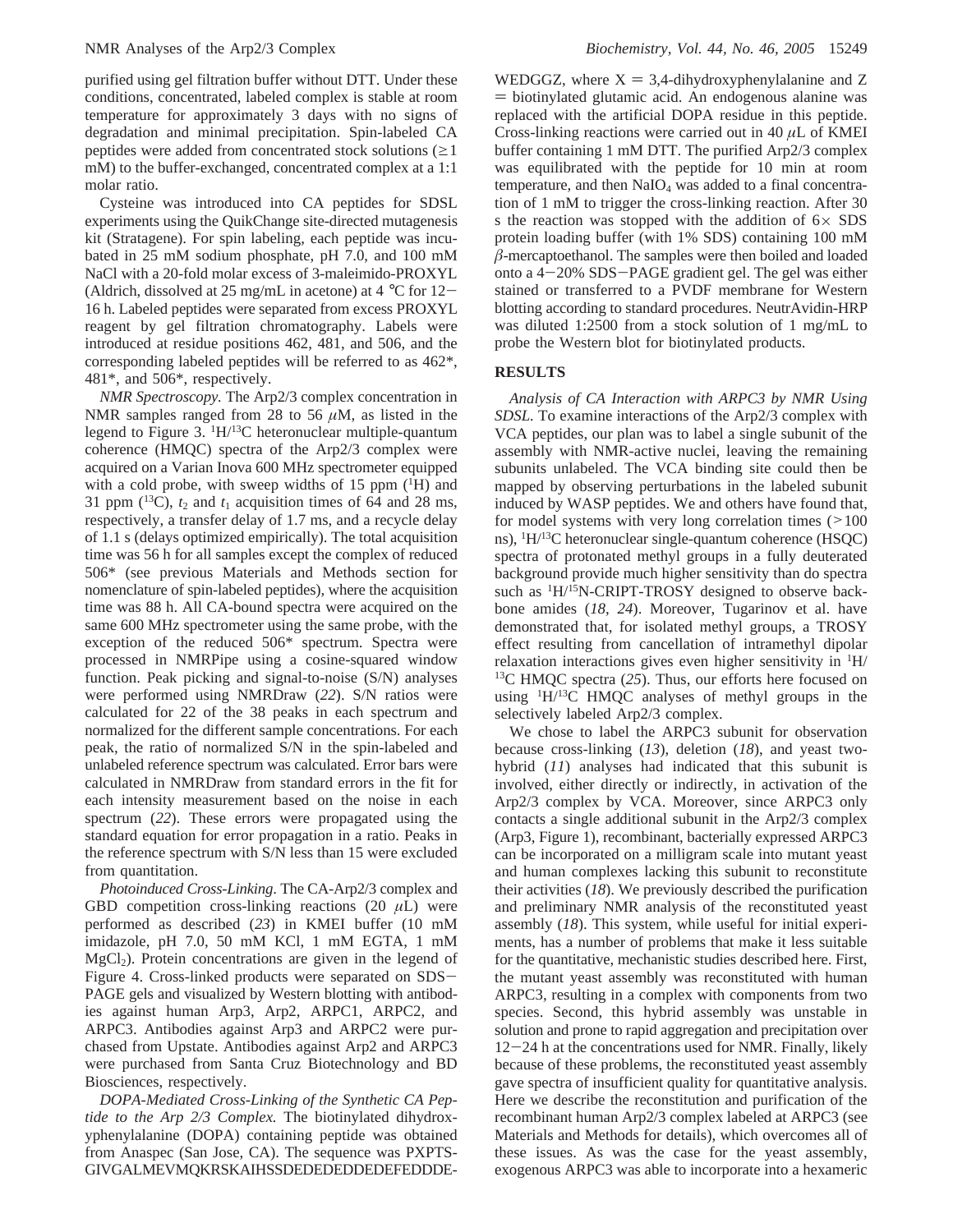purified using gel filtration buffer without DTT. Under these conditions, concentrated, labeled complex is stable at room temperature for approximately 3 days with no signs of degradation and minimal precipitation. Spin-labeled CA peptides were added from concentrated stock solutions (≥1 mM) to the buffer-exchanged, concentrated complex at a 1:1 molar ratio.

Cysteine was introduced into CA peptides for SDSL experiments using the QuikChange site-directed mutagenesis kit (Stratagene). For spin labeling, each peptide was incubated in 25 mM sodium phosphate, pH 7.0, and 100 mM NaCl with a 20-fold molar excess of 3-maleimido-PROXYL (Aldrich, dissolved at 25 mg/mL in acetone) at 4 °C for 12−16 h. Labeled peptides were separated from excess PROXYL reagent by gel filtration chromatography. Labels were introduced at residue positions 462, 481, and 506, and the corresponding labeled peptides will be referred to as 462*, 481*, and 506*, respectively.

*NMR Spectroscopy.* The Arp2/3 complex concentration in NMR samples ranged from 28 to 56 $\mu$M, as listed in the legend to Figure 3. $^1$H/$^{13}$C heteronuclear multiple-quantum coherence (HMQC) spectra of the Arp2/3 complex were acquired on a Varian Inova 600 MHz spectrometer equipped with a cold probe, with sweep widths of 15 ppm ($^1$H) and 31 ppm ($^{13}$C), $t_2$ and $t_1$ acquisition times of 64 and 28 ms, respectively, a transfer delay of 1.7 ms, and a recycle delay of 1.1 s (delays optimized empirically). The total acquisition time was 56 h for all samples except the complex of reduced 506* (see previous Materials and Methods section for nomenclature of spin-labeled peptides), where the acquisition time was 88 h. All CA-bound spectra were acquired on the same 600 MHz spectrometer using the same probe, with the exception of the reduced 506* spectrum. Spectra were processed in NMRPipe using a cosine-squared window function. Peak picking and signal-to-noise (S/N) analyses were performed using NMRDraw (*22*). S/N ratios were calculated for 22 of the 38 peaks in each spectrum and normalized for the different sample concentrations. For each peak, the ratio of normalized S/N in the spin-labeled and unlabeled reference spectrum was calculated. Error bars were calculated in NMRDraw from standard errors in the fit for each intensity measurement based on the noise in each spectrum (*22*). These errors were propagated using the standard equation for error propagation in a ratio. Peaks in the reference spectrum with S/N less than 15 were excluded from quantitation.

*Photoinduced Cross-Linking*. The CA-Arp2/3 complex and GBD competition cross-linking reactions (20 $\mu$L) were performed as described (*23*) in KMEI buffer (10 mM imidazole, pH 7.0, 50 mM KCl, 1 mM EGTA, 1 mM $MgCl_2$). Protein concentrations are given in the legend of Figure 4. Cross-linked products were separated on SDS−PAGE gels and visualized by Western blotting with antibodies against human Arp3, Arp2, ARPC1, ARPC2, and ARPC3. Antibodies against Arp3 and ARPC2 were purchased from Upstate. Antibodies against Arp2 and ARPC3 were purchased from Santa Cruz Biotechnology and BD Biosciences, respectively.

*DOPA-Mediated Cross-Linking of the Synthetic CA Peptide to the Arp 2/3 Complex.* The biotinylated dihydroxyphenylalanine (DOPA) containing peptide was obtained from Anaspec (San Jose, CA). The sequence was PXPTSGIVGALMEVMQKRSKAIHSSDEDEDEDDEDEFEDDDEWEDGGZ, where X = 3,4-dihydroxyphenylalanine and Z = biotinylated glutamic acid. An endogenous alanine was replaced with the artificial DOPA residue in this peptide. Cross-linking reactions were carried out in 40 $\mu$L of KMEI buffer containing 1 mM DTT. The purified Arp2/3 complex was equilibrated with the peptide for 10 min at room temperature, and then $NaIO_4$ was added to a final concentration of 1 mM to trigger the cross-linking reaction. After 30 s the reaction was stopped with the addition of 6× SDS protein loading buffer (with 1% SDS) containing 100 mM $\beta$-mercaptoethanol. The samples were then boiled and loaded onto a 4−20% SDS−PAGE gradient gel. The gel was either stained or transferred to a PVDF membrane for Western blotting according to standard procedures. NeutrAvidin-HRP was diluted 1:2500 from a stock solution of 1 mg/mL to probe the Western blot for biotinylated products.

## RESULTS

*Analysis of CA Interaction with ARPC3 by NMR Using SDSL.* To examine interactions of the Arp2/3 complex with VCA peptides, our plan was to label a single subunit of the assembly with NMR-active nuclei, leaving the remaining subunits unlabeled. The VCA binding site could then be mapped by observing perturbations in the labeled subunit induced by WASP peptides. We and others have found that, for model systems with very long correlation times (>100 ns), $^1$H/$^{13}$C heteronuclear single-quantum coherence (HSQC) spectra of protonated methyl groups in a fully deuterated background provide much higher sensitivity than do spectra such as $^1$H/$^{15}$N-CRIPT-TROSY designed to observe backbone amides (*18*, *24*). Moreover, Tugarinov et al. have demonstrated that, for isolated methyl groups, a TROSY effect resulting from cancellation of intramethyl dipolar relaxation interactions gives even higher sensitivity in $^1$H/$^{13}$C HMQC spectra (*25*). Thus, our efforts here focused on using $^1$H/$^{13}$C HMQC analyses of methyl groups in the selectively labeled Arp2/3 complex.

We chose to label the ARPC3 subunit for observation because cross-linking (*13*), deletion (*18*), and yeast two-hybrid (*11*) analyses had indicated that this subunit is involved, either directly or indirectly, in activation of the Arp2/3 complex by VCA. Moreover, since ARPC3 only contacts a single additional subunit in the Arp2/3 complex (Arp3, Figure 1), recombinant, bacterially expressed ARPC3 can be incorporated on a milligram scale into mutant yeast and human complexes lacking this subunit to reconstitute their activities (*18*). We previously described the purification and preliminary NMR analysis of the reconstituted yeast assembly (*18*). This system, while useful for initial experiments, has a number of problems that make it less suitable for the quantitative, mechanistic studies described here. First, the mutant yeast assembly was reconstituted with human ARPC3, resulting in a complex with components from two species. Second, this hybrid assembly was unstable in solution and prone to rapid aggregation and precipitation over 12−24 h at the concentrations used for NMR. Finally, likely because of these problems, the reconstituted yeast assembly gave spectra of insufficient quality for quantitative analysis. Here we describe the reconstitution and purification of the recombinant human Arp2/3 complex labeled at ARPC3 (see Materials and Methods for details), which overcomes all of these issues. As was the case for the yeast assembly, exogenous ARPC3 was able to incorporate into a hexameric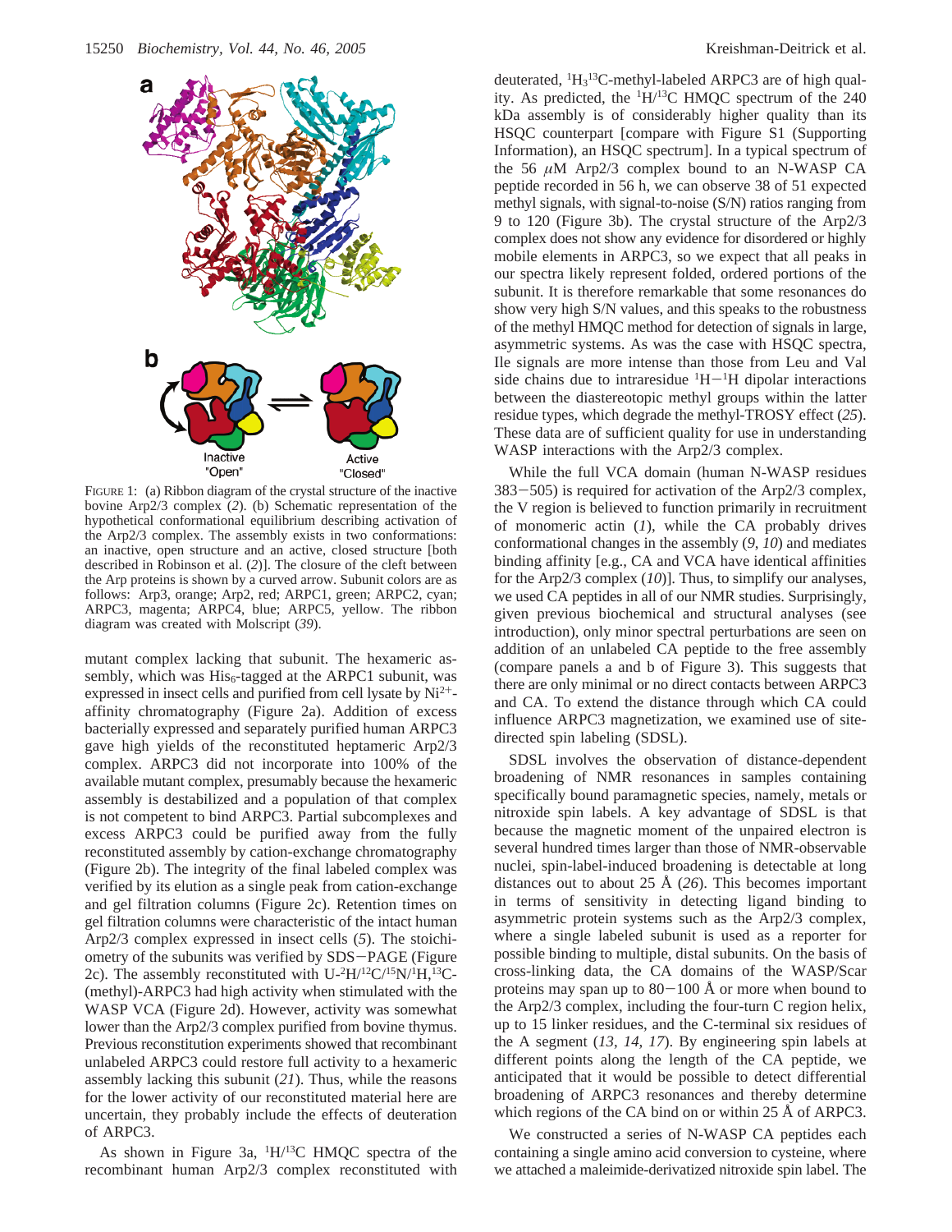a

b

Inactive "Open"

Active "Closed"

FIGURE 1: (a) Ribbon diagram of the crystal structure of the inactive bovine Arp2/3 complex (*2*). (b) Schematic representation of the hypothetical conformational equilibrium describing activation of the Arp2/3 complex. The assembly exists in two conformations: an inactive, open structure and an active, closed structure [both described in Robinson et al. (*2*)]. The closure of the cleft between the Arp proteins is shown by a curved arrow. Subunit colors are as follows: Arp3, orange; Arp2, red; ARPC1, green; ARPC2, cyan; ARPC3, magenta; ARPC4, blue; ARPC5, yellow. The ribbon diagram was created with Molscript (*39*).

mutant complex lacking that subunit. The hexameric assembly, which was $His_6$-tagged at the ARPC1 subunit, was expressed in insect cells and purified from cell lysate by $Ni^{2+}$-affinity chromatography (Figure 2a). Addition of excess bacterially expressed and separately purified human ARPC3 gave high yields of the reconstituted heptameric Arp2/3 complex. ARPC3 did not incorporate into 100% of the available mutant complex, presumably because the hexameric assembly is destabilized and a population of that complex is not competent to bind ARPC3. Partial subcomplexes and excess ARPC3 could be purified away from the fully reconstituted assembly by cation-exchange chromatography (Figure 2b). The integrity of the final labeled complex was verified by its elution as a single peak from cation-exchange and gel filtration columns (Figure 2c). Retention times on gel filtration columns were characteristic of the intact human Arp2/3 complex expressed in insect cells (*5*). The stoichiometry of the subunits was verified by SDS−PAGE (Figure 2c). The assembly reconstituted with U-$^2$H/$^{12}$C/$^{15}$N/$^1$H,$^{13}$C-(methyl)-ARPC3 had high activity when stimulated with the WASP VCA (Figure 2d). However, activity was somewhat lower than the Arp2/3 complex purified from bovine thymus. Previous reconstitution experiments showed that recombinant unlabeled ARPC3 could restore full activity to a hexameric assembly lacking this subunit (*21*). Thus, while the reasons for the lower activity of our reconstituted material here are uncertain, they probably include the effects of deuteration of ARPC3.

As shown in Figure 3a, $^1$H/$^{13}$C HMQC spectra of the recombinant human Arp2/3 complex reconstituted with deuterated, $^1H_3{}^{13}$C-methyl-labeled ARPC3 are of high quality. As predicted, the $^1$H/$^{13}$C HMQC spectrum of the 240 kDa assembly is of considerably higher quality than its HSQC counterpart [compare with Figure S1 (Supporting Information), an HSQC spectrum]. In a typical spectrum of the 56 $\mu$M Arp2/3 complex bound to an N-WASP CA peptide recorded in 56 h, we can observe 38 of 51 expected methyl signals, with signal-to-noise (S/N) ratios ranging from 9 to 120 (Figure 3b). The crystal structure of the Arp2/3 complex does not show any evidence for disordered or highly mobile elements in ARPC3, so we expect that all peaks in our spectra likely represent folded, ordered portions of the subunit. It is therefore remarkable that some resonances do show very high S/N values, and this speaks to the robustness of the methyl HMQC method for detection of signals in large, asymmetric systems. As was the case with HSQC spectra, Ile signals are more intense than those from Leu and Val side chains due to intraresidue $^1$H−$^1$H dipolar interactions between the diastereotopic methyl groups within the latter residue types, which degrade the methyl-TROSY effect (*25*). These data are of sufficient quality for use in understanding WASP interactions with the Arp2/3 complex.

While the full VCA domain (human N-WASP residues 383−505) is required for activation of the Arp2/3 complex, the V region is believed to function primarily in recruitment of monomeric actin (*1*), while the CA probably drives conformational changes in the assembly (*9*, *10*) and mediates binding affinity [e.g., CA and VCA have identical affinities for the Arp2/3 complex (*10*)]. Thus, to simplify our analyses, we used CA peptides in all of our NMR studies. Surprisingly, given previous biochemical and structural analyses (see introduction), only minor spectral perturbations are seen on addition of an unlabeled CA peptide to the free assembly (compare panels a and b of Figure 3). This suggests that there are only minimal or no direct contacts between ARPC3 and CA. To extend the distance through which CA could influence ARPC3 magnetization, we examined use of site-directed spin labeling (SDSL).

SDSL involves the observation of distance-dependent broadening of NMR resonances in samples containing specifically bound paramagnetic species, namely, metals or nitroxide spin labels. A key advantage of SDSL is that because the magnetic moment of the unpaired electron is several hundred times larger than those of NMR-observable nuclei, spin-label-induced broadening is detectable at long distances out to about 25 Å (*26*). This becomes important in terms of sensitivity in detecting ligand binding to asymmetric protein systems such as the Arp2/3 complex, where a single labeled subunit is used as a reporter for possible binding to multiple, distal subunits. On the basis of cross-linking data, the CA domains of the WASP/Scar proteins may span up to 80−100 Å or more when bound to the Arp2/3 complex, including the four-turn C region helix, up to 15 linker residues, and the C-terminal six residues of the A segment (*13*, *14*, *17*). By engineering spin labels at different points along the length of the CA peptide, we anticipated that it would be possible to detect differential broadening of ARPC3 resonances and thereby determine which regions of the CA bind on or within 25 Å of ARPC3.

We constructed a series of N-WASP CA peptides each containing a single amino acid conversion to cysteine, where we attached a maleimide-derivatized nitroxide spin label. The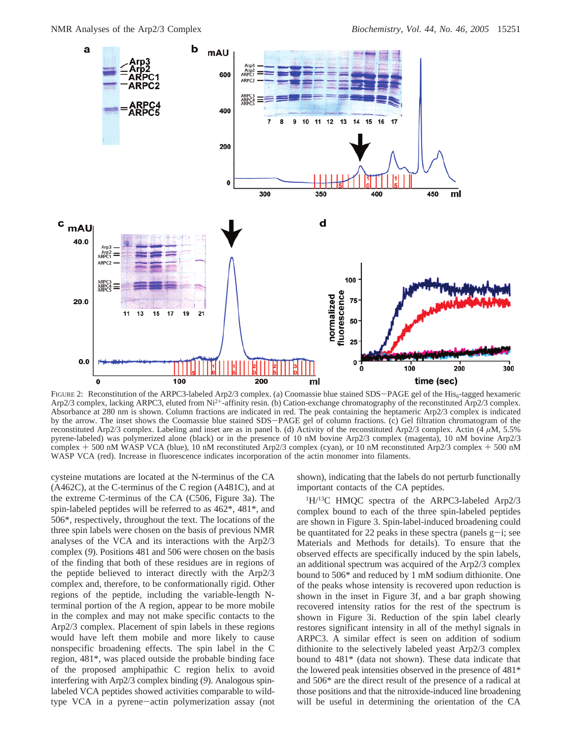a

Arp3
Arp2
ARPC1
ARPC2
ARPC4
ARPC5

b

mAU

600

400

200

0

Arp3
Arp2
ARPC1
ARPC2
ARPC3
ARPC4
ARPC5

7 8 9 10 11 12 13 14 15 16 17

5 10 15

300 350 400 450 ml

c

mAU

40.0

20.0

0.0

Arp3
Arp2
ARPC1
ARPC2
ARPC3
ARPC4
ARPC5

11 13 15 17 19 21

5 10 15 20 25 30

0 100 200 ml

d

normalized fluorescence

100
75
50
25
0

0 100 200 300

time (sec)

FIGURE 2: Reconstitution of the ARPC3-labeled Arp2/3 complex. (a) Coomassie blue stained SDS−PAGE gel of the $His_6$-tagged hexameric Arp2/3 complex, lacking ARPC3, eluted from $Ni^{2+}$-affinity resin. (b) Cation-exchange chromatography of the reconstituted Arp2/3 complex. Absorbance at 280 nm is shown. Column fractions are indicated in red. The peak containing the heptameric Arp2/3 complex is indicated by the arrow. The inset shows the Coomassie blue stained SDS−PAGE gel of column fractions. (c) Gel filtration chromatogram of the reconstituted Arp2/3 complex. Labeling and inset are as in panel b. (d) Activity of the reconstituted Arp2/3 complex. Actin (4 $\mu$M, 5.5% pyrene-labeled) was polymerized alone (black) or in the presence of 10 nM bovine Arp2/3 complex (magenta), 10 nM bovine Arp2/3 complex + 500 nM WASP VCA (blue), 10 nM reconstituted Arp2/3 complex (cyan), or 10 nM reconstituted Arp2/3 complex + 500 nM WASP VCA (red). Increase in fluorescence indicates incorporation of the actin monomer into filaments.

cysteine mutations are located at the N-terminus of the CA (A462C), at the C-terminus of the C region (A481C), and at the extreme C-terminus of the CA (C506, Figure 3a). The spin-labeled peptides will be referred to as 462*, 481*, and 506*, respectively, throughout the text. The locations of the three spin labels were chosen on the basis of previous NMR analyses of the VCA and its interactions with the Arp2/3 complex (*9*). Positions 481 and 506 were chosen on the basis of the finding that both of these residues are in regions of the peptide believed to interact directly with the Arp2/3 complex and, therefore, to be conformationally rigid. Other regions of the peptide, including the variable-length N-terminal portion of the A region, appear to be more mobile in the complex and may not make specific contacts to the Arp2/3 complex. Placement of spin labels in these regions would have left them mobile and more likely to cause nonspecific broadening effects. The spin label in the C region, 481*, was placed outside the probable binding face of the proposed amphipathic C region helix to avoid interfering with Arp2/3 complex binding (*9*). Analogous spin-labeled VCA peptides showed activities comparable to wild-type VCA in a pyrene−actin polymerization assay (not shown), indicating that the labels do not perturb functionally important contacts of the CA peptides.

$^1H/^{13}C$ HMQC spectra of the ARPC3-labeled Arp2/3 complex bound to each of the three spin-labeled peptides are shown in Figure 3. Spin-label-induced broadening could be quantitated for 22 peaks in these spectra (panels g−i; see Materials and Methods for details). To ensure that the observed effects are specifically induced by the spin labels, an additional spectrum was acquired of the Arp2/3 complex bound to 506* and reduced by 1 mM sodium dithionite. One of the peaks whose intensity is recovered upon reduction is shown in the inset in Figure 3f, and a bar graph showing recovered intensity ratios for the rest of the spectrum is shown in Figure 3i. Reduction of the spin label clearly restores significant intensity in all of the methyl signals in ARPC3. A similar effect is seen on addition of sodium dithionite to the selectively labeled yeast Arp2/3 complex bound to 481* (data not shown). These data indicate that the lowered peak intensities observed in the presence of 481* and 506* are the direct result of the presence of a radical at those positions and that the nitroxide-induced line broadening will be useful in determining the orientation of the CA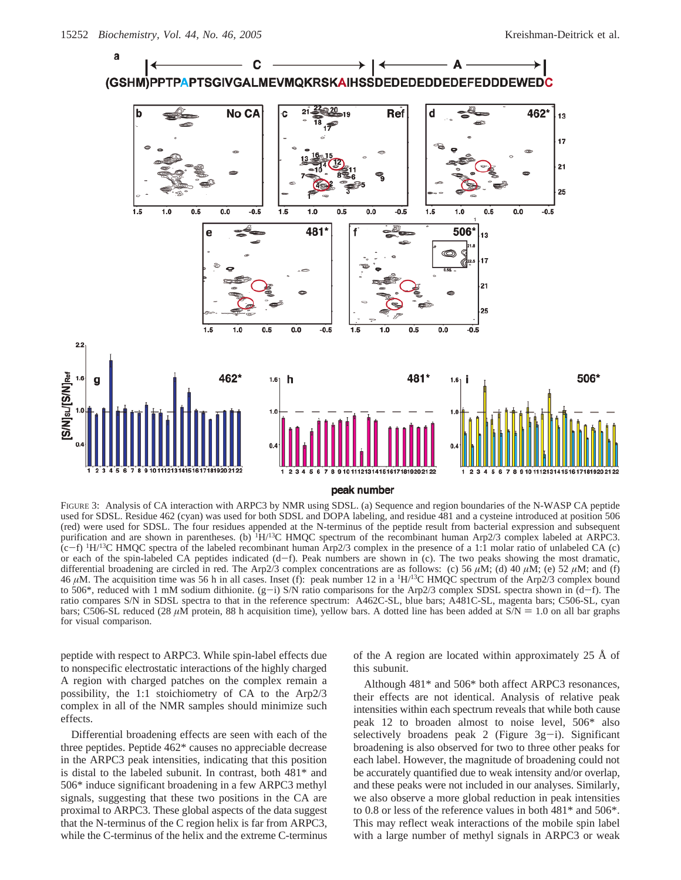a

C A

(GSHM)PPTPAPTSGIVGALMEVMQKRSKAIHSSDEDEDEDDEDEFEDDDEWEDC

b No CA

c Ref

d 462*

e 481*

f 506*

g 462*

h 481*

i 506*

$[S/N]_{SL}/[S/N]_{Ref}$

peak number

FIGURE 3: Analysis of CA interaction with ARPC3 by NMR using SDSL. (a) Sequence and region boundaries of the N-WASP CA peptide used for SDSL. Residue 462 (cyan) was used for both SDSL and DOPA labeling, and residue 481 and a cysteine introduced at position 506 (red) were used for SDSL. The four residues appended at the N-terminus of the peptide result from bacterial expression and subsequent purification and are shown in parentheses. (b) $^1H/^{13}C$ HMQC spectrum of the recombinant human Arp2/3 complex labeled at ARPC3. (c−f) $^1H/^{13}C$ HMQC spectra of the labeled recombinant human Arp2/3 complex in the presence of a 1:1 molar ratio of unlabeled CA (c) or each of the spin-labeled CA peptides indicated (d−f). Peak numbers are shown in (c). The two peaks showing the most dramatic, differential broadening are circled in red. The Arp2/3 complex concentrations are as follows: (c) 56 $\mu$M; (d) 40 $\mu$M; (e) 52 $\mu$M; and (f) 46 $\mu$M. The acquisition time was 56 h in all cases. Inset (f): peak number 12 in a $^1H/^{13}C$ HMQC spectrum of the Arp2/3 complex bound to 506*, reduced with 1 mM sodium dithionite. (g−i) S/N ratio comparisons for the Arp2/3 complex SDSL spectra shown in (d−f). The ratio compares S/N in SDSL spectra to that in the reference spectrum: A462C-SL, blue bars; A481C-SL, magenta bars; C506-SL, cyan bars; C506-SL reduced (28 $\mu$M protein, 88 h acquisition time), yellow bars. A dotted line has been added at S/N = 1.0 on all bar graphs for visual comparison.

peptide with respect to ARPC3. While spin-label effects due to nonspecific electrostatic interactions of the highly charged A region with charged patches on the complex remain a possibility, the 1:1 stoichiometry of CA to the Arp2/3 complex in all of the NMR samples should minimize such effects.

Differential broadening effects are seen with each of the three peptides. Peptide 462* causes no appreciable decrease in the ARPC3 peak intensities, indicating that this position is distal to the labeled subunit. In contrast, both 481* and 506* induce significant broadening in a few ARPC3 methyl signals, suggesting that these two positions in the CA are proximal to ARPC3. These global aspects of the data suggest that the N-terminus of the C region helix is far from ARPC3, while the C-terminus of the helix and the extreme C-terminus of the A region are located within approximately 25 Å of this subunit.

Although 481* and 506* both affect ARPC3 resonances, their effects are not identical. Analysis of relative peak intensities within each spectrum reveals that while both cause peak 12 to broaden almost to noise level, 506* also selectively broadens peak 2 (Figure 3g−i). Significant broadening is also observed for two to three other peaks for each label. However, the magnitude of broadening could not be accurately quantified due to weak intensity and/or overlap, and these peaks were not included in our analyses. Similarly, we also observe a more global reduction in peak intensities to 0.8 or less of the reference values in both 481* and 506*. This may reflect weak interactions of the mobile spin label with a large number of methyl signals in ARPC3 or weak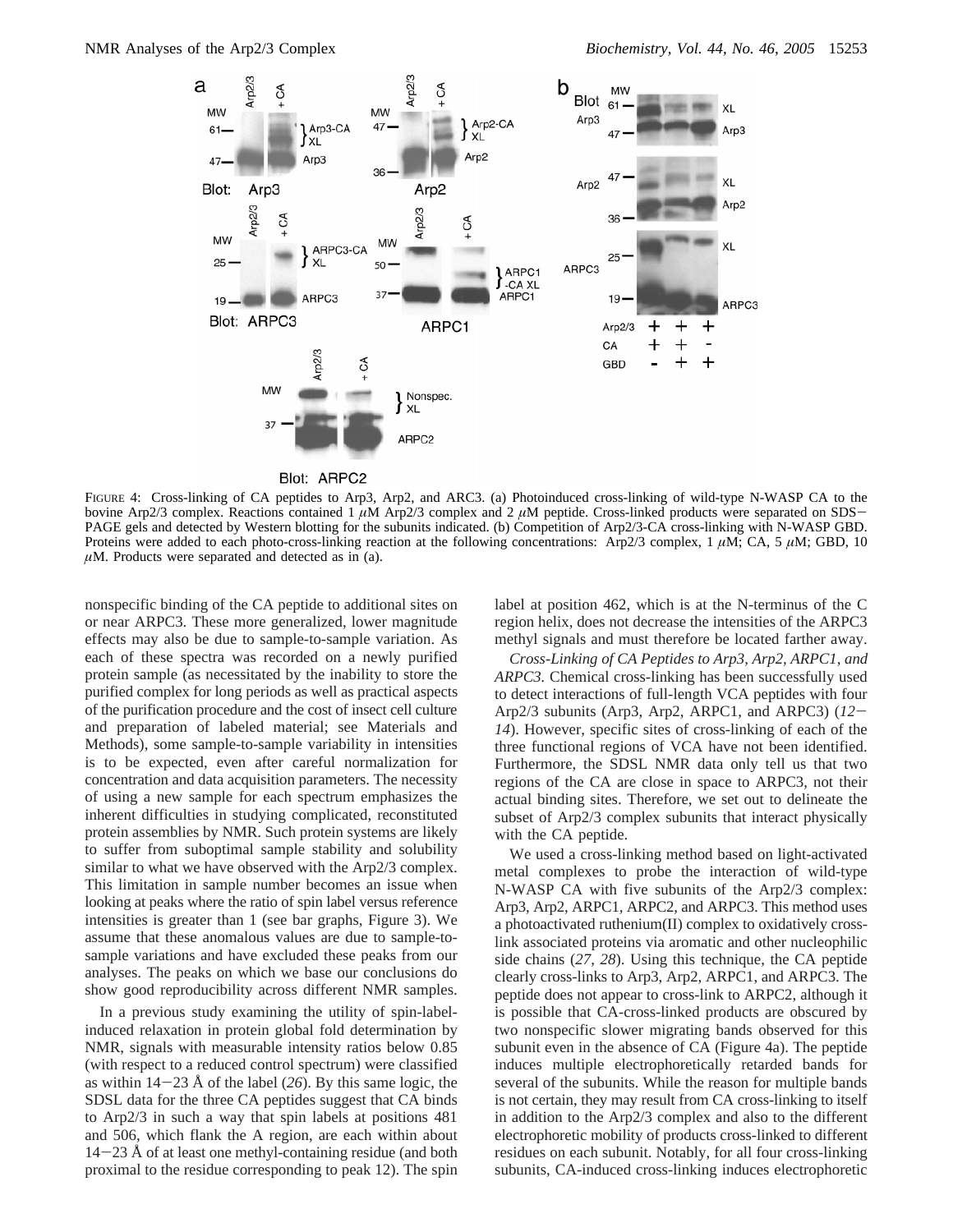a

Blot: Arp3

MW 61 — 47 —

Arp2/3 +CA

Arp3-CA XL

Arp3

MW 47 — 36 —

Arp2/3 +CA

Arp2-CA XL

Arp2

Blot: ARPC3

MW 25 — 19 —

Arp2/3 +CA

ARPC3-CA XL

ARPC3

MW 50 — 37 —

Arp2/3 +CA

ARPC1 -CA XL

ARPC1

MW 37 —

Arp2/3 +CA

Nonspec. XL

ARPC2

Blot: ARPC2

b

Blot Arp3

MW 61 — 47 —

XL

Arp3

Arp2 47 — 36 —

XL

Arp2

ARPC3 25 — 19 —

XL

ARPC3

Arp2/3 + + +

CA + + -

GBD - + +

FIGURE 4: Cross-linking of CA peptides to Arp3, Arp2, and ARC3. (a) Photoinduced cross-linking of wild-type N-WASP CA to the bovine Arp2/3 complex. Reactions contained 1 $\mu$M Arp2/3 complex and 2 $\mu$M peptide. Cross-linked products were separated on SDS−PAGE gels and detected by Western blotting for the subunits indicated. (b) Competition of Arp2/3-CA cross-linking with N-WASP GBD. Proteins were added to each photo-cross-linking reaction at the following concentrations: Arp2/3 complex, 1 $\mu$M; CA, 5 $\mu$M; GBD, 10 $\mu$M. Products were separated and detected as in (a).

nonspecific binding of the CA peptide to additional sites on or near ARPC3. These more generalized, lower magnitude effects may also be due to sample-to-sample variation. As each of these spectra was recorded on a newly purified protein sample (as necessitated by the inability to store the purified complex for long periods as well as practical aspects of the purification procedure and the cost of insect cell culture and preparation of labeled material; see Materials and Methods), some sample-to-sample variability in intensities is to be expected, even after careful normalization for concentration and data acquisition parameters. The necessity of using a new sample for each spectrum emphasizes the inherent difficulties in studying complicated, reconstituted protein assemblies by NMR. Such protein systems are likely to suffer from suboptimal sample stability and solubility similar to what we have observed with the Arp2/3 complex. This limitation in sample number becomes an issue when looking at peaks where the ratio of spin label versus reference intensities is greater than 1 (see bar graphs, Figure 3). We assume that these anomalous values are due to sample-to-sample variations and have excluded these peaks from our analyses. The peaks on which we base our conclusions do show good reproducibility across different NMR samples.

In a previous study examining the utility of spin-label-induced relaxation in protein global fold determination by NMR, signals with measurable intensity ratios below 0.85 (with respect to a reduced control spectrum) were classified as within 14−23 Å of the label (*26*). By this same logic, the SDSL data for the three CA peptides suggest that CA binds to Arp2/3 in such a way that spin labels at positions 481 and 506, which flank the A region, are each within about 14−23 Å of at least one methyl-containing residue (and both proximal to the residue corresponding to peak 12). The spin label at position 462, which is at the N-terminus of the C region helix, does not decrease the intensities of the ARPC3 methyl signals and must therefore be located farther away.

*Cross-Linking of CA Peptides to Arp3, Arp2, ARPC1, and ARPC3.* Chemical cross-linking has been successfully used to detect interactions of full-length VCA peptides with four Arp2/3 subunits (Arp3, Arp2, ARPC1, and ARPC3) (*12*−*14*). However, specific sites of cross-linking of each of the three functional regions of VCA have not been identified. Furthermore, the SDSL NMR data only tell us that two regions of the CA are close in space to ARPC3, not their actual binding sites. Therefore, we set out to delineate the subset of Arp2/3 complex subunits that interact physically with the CA peptide.

We used a cross-linking method based on light-activated metal complexes to probe the interaction of wild-type N-WASP CA with five subunits of the Arp2/3 complex: Arp3, Arp2, ARPC1, ARPC2, and ARPC3. This method uses a photoactivated ruthenium(II) complex to oxidatively cross-link associated proteins via aromatic and other nucleophilic side chains (*27*, *28*). Using this technique, the CA peptide clearly cross-links to Arp3, Arp2, ARPC1, and ARPC3. The peptide does not appear to cross-link to ARPC2, although it is possible that CA-cross-linked products are obscured by two nonspecific slower migrating bands observed for this subunit even in the absence of CA (Figure 4a). The peptide induces multiple electrophoretically retarded bands for several of the subunits. While the reason for multiple bands is not certain, they may result from CA cross-linking to itself in addition to the Arp2/3 complex and also to the different electrophoretic mobility of products cross-linked to different residues on each subunit. Notably, for all four cross-linking subunits, CA-induced cross-linking induces electrophoretic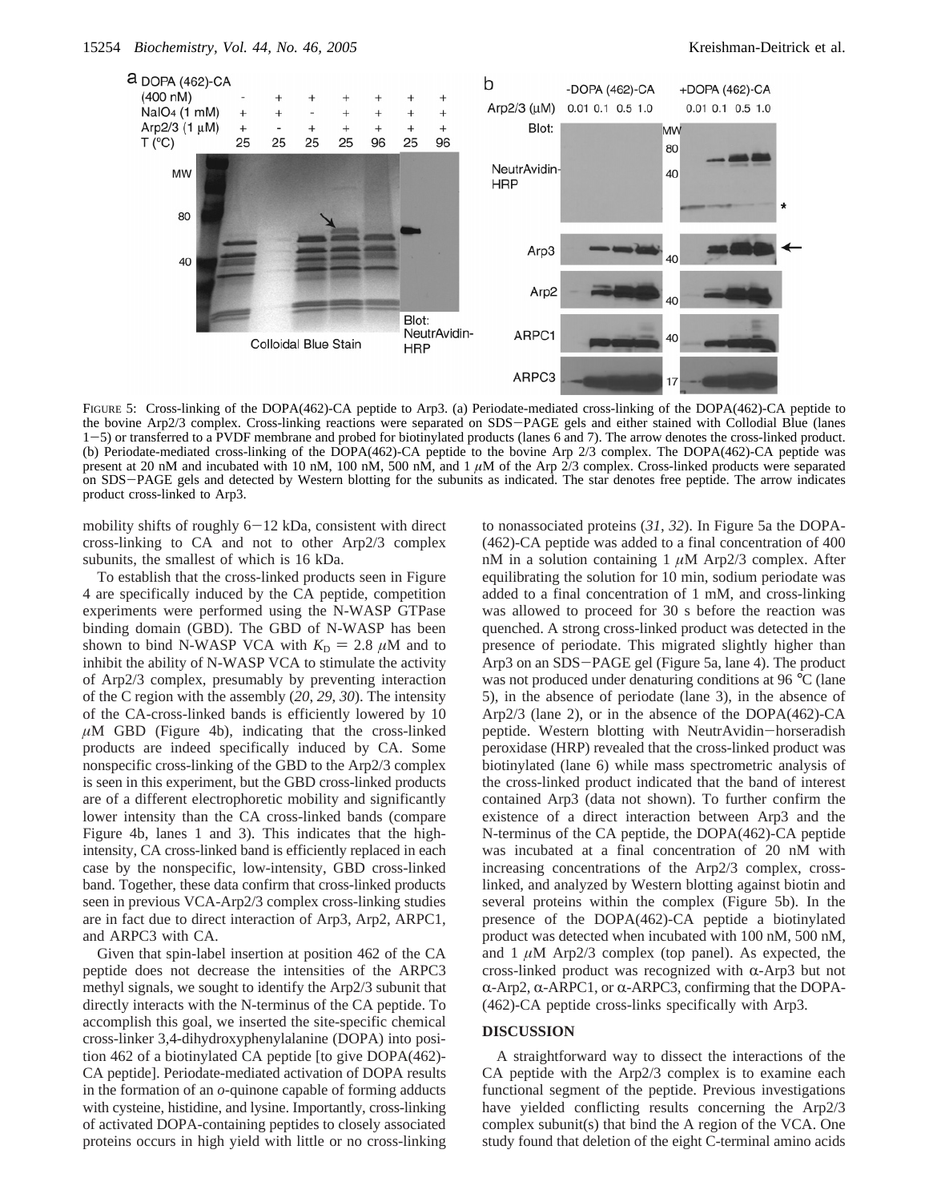a DOPA (462)-CA (400 nM) | - | + | + | + | + | + | +
NaIO4 (1 mM) | + | + | - | + | + | + | +
Arp2/3 (1 μM) | + | - | + | + | + | + | +
T (°C) | 25 | 25 | 25 | 25 | 96 | 25 | 96

MW
80
40

Colloidal Blue Stain

Blot: NeutrAvidin-HRP

b
-DOPA (462)-CA
+DOPA (462)-CA
Arp2/3 (μM) 0.01 0.1 0.5 1.0 0.01 0.1 0.5 1.0
Blot:
MW
NeutrAvidin-HRP
80
40
*
Arp3
40
Arp2
40
ARPC1
40
ARPC3
17

FIGURE 5: Cross-linking of the DOPA(462)-CA peptide to Arp3. (a) Periodate-mediated cross-linking of the DOPA(462)-CA peptide to the bovine Arp2/3 complex. Cross-linking reactions were separated on SDS−PAGE gels and either stained with Collodial Blue (lanes 1−5) or transferred to a PVDF membrane and probed for biotinylated products (lanes 6 and 7). The arrow denotes the cross-linked product. (b) Periodate-mediated cross-linking of the DOPA(462)-CA peptide to the bovine Arp 2/3 complex. The DOPA(462)-CA peptide was present at 20 nM and incubated with 10 nM, 100 nM, 500 nM, and 1 μM of the Arp 2/3 complex. Cross-linked products were separated on SDS−PAGE gels and detected by Western blotting for the subunits as indicated. The star denotes free peptide. The arrow indicates product cross-linked to Arp3.

mobility shifts of roughly 6−12 kDa, consistent with direct cross-linking to CA and not to other Arp2/3 complex subunits, the smallest of which is 16 kDa.

To establish that the cross-linked products seen in Figure 4 are specifically induced by the CA peptide, competition experiments were performed using the N-WASP GTPase binding domain (GBD). The GBD of N-WASP has been shown to bind N-WASP VCA with $K_D = 2.8$ μM and to inhibit the ability of N-WASP VCA to stimulate the activity of Arp2/3 complex, presumably by preventing interaction of the C region with the assembly (*20*, *29*, *30*). The intensity of the CA-cross-linked bands is efficiently lowered by 10 μM GBD (Figure 4b), indicating that the cross-linked products are indeed specifically induced by CA. Some nonspecific cross-linking of the GBD to the Arp2/3 complex is seen in this experiment, but the GBD cross-linked products are of a different electrophoretic mobility and significantly lower intensity than the CA cross-linked bands (compare Figure 4b, lanes 1 and 3). This indicates that the high-intensity, CA cross-linked band is efficiently replaced in each case by the nonspecific, low-intensity, GBD cross-linked band. Together, these data confirm that cross-linked products seen in previous VCA-Arp2/3 complex cross-linking studies are in fact due to direct interaction of Arp3, Arp2, ARPC1, and ARPC3 with CA.

Given that spin-label insertion at position 462 of the CA peptide does not decrease the intensities of the ARPC3 methyl signals, we sought to identify the Arp2/3 subunit that directly interacts with the N-terminus of the CA peptide. To accomplish this goal, we inserted the site-specific chemical cross-linker 3,4-dihydroxyphenylalanine (DOPA) into position 462 of a biotinylated CA peptide [to give DOPA(462)-CA peptide]. Periodate-mediated activation of DOPA results in the formation of an *o*-quinone capable of forming adducts with cysteine, histidine, and lysine. Importantly, cross-linking of activated DOPA-containing peptides to closely associated proteins occurs in high yield with little or no cross-linking to nonassociated proteins (*31*, *32*). In Figure 5a the DOPA-(462)-CA peptide was added to a final concentration of 400 nM in a solution containing 1 μM Arp2/3 complex. After equilibrating the solution for 10 min, sodium periodate was added to a final concentration of 1 mM, and cross-linking was allowed to proceed for 30 s before the reaction was quenched. A strong cross-linked product was detected in the presence of periodate. This migrated slightly higher than Arp3 on an SDS−PAGE gel (Figure 5a, lane 4). The product was not produced under denaturing conditions at 96 °C (lane 5), in the absence of periodate (lane 3), in the absence of Arp2/3 (lane 2), or in the absence of the DOPA(462)-CA peptide. Western blotting with NeutrAvidin−horseradish peroxidase (HRP) revealed that the cross-linked product was biotinylated (lane 6) while mass spectrometric analysis of the cross-linked product indicated that the band of interest contained Arp3 (data not shown). To further confirm the existence of a direct interaction between Arp3 and the N-terminus of the CA peptide, the DOPA(462)-CA peptide was incubated at a final concentration of 20 nM with increasing concentrations of the Arp2/3 complex, cross-linked, and analyzed by Western blotting against biotin and several proteins within the complex (Figure 5b). In the presence of the DOPA(462)-CA peptide a biotinylated product was detected when incubated with 100 nM, 500 nM, and 1 μM Arp2/3 complex (top panel). As expected, the cross-linked product was recognized with α-Arp3 but not α-Arp2, α-ARPC1, or α-ARPC3, confirming that the DOPA-(462)-CA peptide cross-links specifically with Arp3.

## DISCUSSION

A straightforward way to dissect the interactions of the CA peptide with the Arp2/3 complex is to examine each functional segment of the peptide. Previous investigations have yielded conflicting results concerning the Arp2/3 complex subunit(s) that bind the A region of the VCA. One study found that deletion of the eight C-terminal amino acids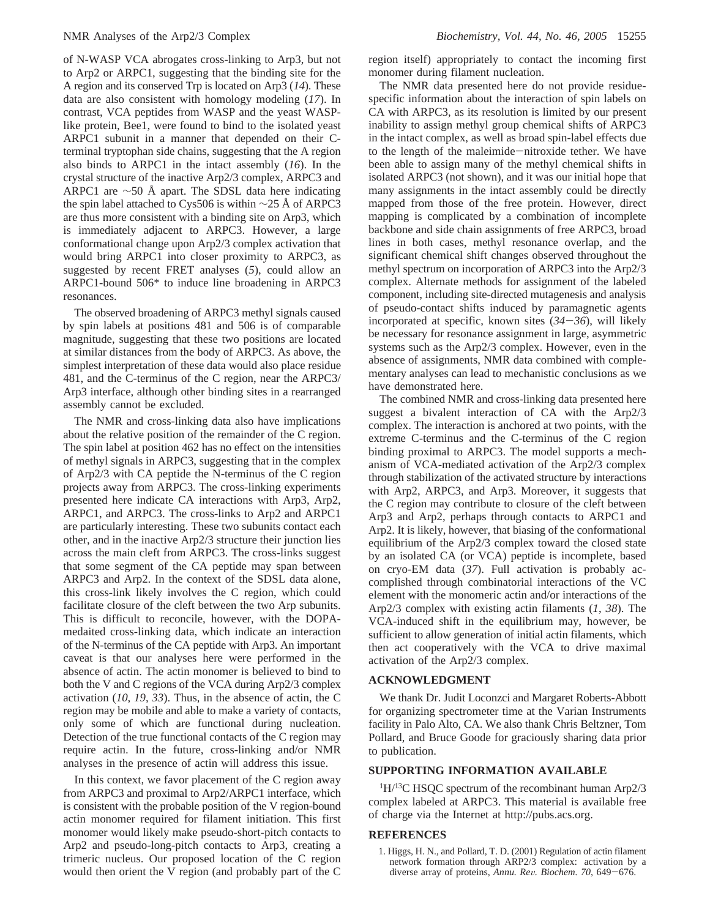of N-WASP VCA abrogates cross-linking to Arp3, but not to Arp2 or ARPC1, suggesting that the binding site for the A region and its conserved Trp is located on Arp3 (*14*). These data are also consistent with homology modeling (*17*). In contrast, VCA peptides from WASP and the yeast WASP-like protein, Bee1, were found to bind to the isolated yeast ARPC1 subunit in a manner that depended on their C-terminal tryptophan side chains, suggesting that the A region also binds to ARPC1 in the intact assembly (*16*). In the crystal structure of the inactive Arp2/3 complex, ARPC3 and ARPC1 are ~50 Å apart. The SDSL data here indicating the spin label attached to Cys506 is within ~25 Å of ARPC3 are thus more consistent with a binding site on Arp3, which is immediately adjacent to ARPC3. However, a large conformational change upon Arp2/3 complex activation that would bring ARPC1 into closer proximity to ARPC3, as suggested by recent FRET analyses (*5*), could allow an ARPC1-bound 506* to induce line broadening in ARPC3 resonances.

The observed broadening of ARPC3 methyl signals caused by spin labels at positions 481 and 506 is of comparable magnitude, suggesting that these two positions are located at similar distances from the body of ARPC3. As above, the simplest interpretation of these data would also place residue 481, and the C-terminus of the C region, near the ARPC3/Arp3 interface, although other binding sites in a rearranged assembly cannot be excluded.

The NMR and cross-linking data also have implications about the relative position of the remainder of the C region. The spin label at position 462 has no effect on the intensities of methyl signals in ARPC3, suggesting that in the complex of Arp2/3 with CA peptide the N-terminus of the C region projects away from ARPC3. The cross-linking experiments presented here indicate CA interactions with Arp3, Arp2, ARPC1, and ARPC3. The cross-links to Arp2 and ARPC1 are particularly interesting. These two subunits contact each other, and in the inactive Arp2/3 structure their junction lies across the main cleft from ARPC3. The cross-links suggest that some segment of the CA peptide may span between ARPC3 and Arp2. In the context of the SDSL data alone, this cross-link likely involves the C region, which could facilitate closure of the cleft between the two Arp subunits. This is difficult to reconcile, however, with the DOPA-medaited cross-linking data, which indicate an interaction of the N-terminus of the CA peptide with Arp3. An important caveat is that our analyses here were performed in the absence of actin. The actin monomer is believed to bind to both the V and C regions of the VCA during Arp2/3 complex activation (*10*, *19*, *33*). Thus, in the absence of actin, the C region may be mobile and able to make a variety of contacts, only some of which are functional during nucleation. Detection of the true functional contacts of the C region may require actin. In the future, cross-linking and/or NMR analyses in the presence of actin will address this issue.

In this context, we favor placement of the C region away from ARPC3 and proximal to Arp2/ARPC1 interface, which is consistent with the probable position of the V region-bound actin monomer required for filament initiation. This first monomer would likely make pseudo-short-pitch contacts to Arp2 and pseudo-long-pitch contacts to Arp3, creating a trimeric nucleus. Our proposed location of the C region would then orient the V region (and probably part of the C region itself) appropriately to contact the incoming first monomer during filament nucleation.

The NMR data presented here do not provide residue-specific information about the interaction of spin labels on CA with ARPC3, as its resolution is limited by our present inability to assign methyl group chemical shifts of ARPC3 in the intact complex, as well as broad spin-label effects due to the length of the maleimide–nitroxide tether. We have been able to assign many of the methyl chemical shifts in isolated ARPC3 (not shown), and it was our initial hope that many assignments in the intact assembly could be directly mapped from those of the free protein. However, direct mapping is complicated by a combination of incomplete backbone and side chain assignments of free ARPC3, broad lines in both cases, methyl resonance overlap, and the significant chemical shift changes observed throughout the methyl spectrum on incorporation of ARPC3 into the Arp2/3 complex. Alternate methods for assignment of the labeled component, including site-directed mutagenesis and analysis of pseudo-contact shifts induced by paramagnetic agents incorporated at specific, known sites (*34*–*36*), will likely be necessary for resonance assignment in large, asymmetric systems such as the Arp2/3 complex. However, even in the absence of assignments, NMR data combined with complementary analyses can lead to mechanistic conclusions as we have demonstrated here.

The combined NMR and cross-linking data presented here suggest a bivalent interaction of CA with the Arp2/3 complex. The interaction is anchored at two points, with the extreme C-terminus and the C-terminus of the C region binding proximal to ARPC3. The model supports a mechanism of VCA-mediated activation of the Arp2/3 complex through stabilization of the activated structure by interactions with Arp2, ARPC3, and Arp3. Moreover, it suggests that the C region may contribute to closure of the cleft between Arp3 and Arp2, perhaps through contacts to ARPC1 and Arp2. It is likely, however, that biasing of the conformational equilibrium of the Arp2/3 complex toward the closed state by an isolated CA (or VCA) peptide is incomplete, based on cryo-EM data (*37*). Full activation is probably accomplished through combinatorial interactions of the VC element with the monomeric actin and/or interactions of the Arp2/3 complex with existing actin filaments (*1*, *38*). The VCA-induced shift in the equilibrium may, however, be sufficient to allow generation of initial actin filaments, which then act cooperatively with the VCA to drive maximal activation of the Arp2/3 complex.

## ACKNOWLEDGMENT

We thank Dr. Judit Loconzci and Margaret Roberts-Abbott for organizing spectrometer time at the Varian Instruments facility in Palo Alto, CA. We also thank Chris Beltzner, Tom Pollard, and Bruce Goode for graciously sharing data prior to publication.

## SUPPORTING INFORMATION AVAILABLE

$^{1}H/^{13}C$ HSQC spectrum of the recombinant human Arp2/3 complex labeled at ARPC3. This material is available free of charge via the Internet at http://pubs.acs.org.

## REFERENCES

1. Higgs, H. N., and Pollard, T. D. (2001) Regulation of actin filament network formation through ARP2/3 complex: activation by a diverse array of proteins, *Annu. Rev. Biochem. 70*, 649–676.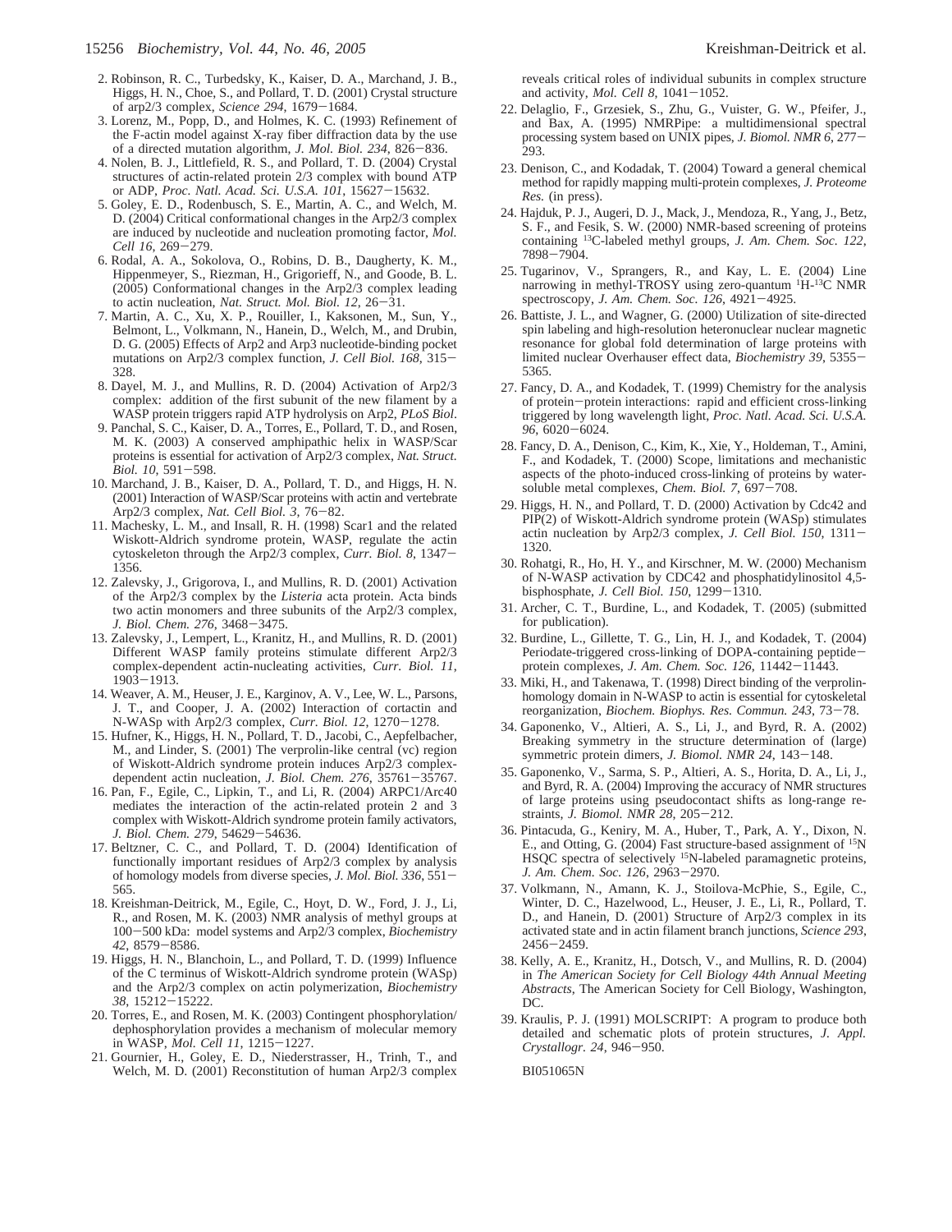2. Robinson, R. C., Turbedsky, K., Kaiser, D. A., Marchand, J. B., Higgs, H. N., Choe, S., and Pollard, T. D. (2001) Crystal structure of arp2/3 complex, *Science 294*, 1679−1684.
3. Lorenz, M., Popp, D., and Holmes, K. C. (1993) Refinement of the F-actin model against X-ray fiber diffraction data by the use of a directed mutation algorithm, *J. Mol. Biol. 234*, 826−836.
4. Nolen, B. J., Littlefield, R. S., and Pollard, T. D. (2004) Crystal structures of actin-related protein 2/3 complex with bound ATP or ADP, *Proc. Natl. Acad. Sci. U.S.A. 101*, 15627−15632.
5. Goley, E. D., Rodenbusch, S. E., Martin, A. C., and Welch, M. D. (2004) Critical conformational changes in the Arp2/3 complex are induced by nucleotide and nucleation promoting factor, *Mol. Cell 16*, 269−279.
6. Rodal, A. A., Sokolova, O., Robins, D. B., Daugherty, K. M., Hippenmeyer, S., Riezman, H., Grigorieff, N., and Goode, B. L. (2005) Conformational changes in the Arp2/3 complex leading to actin nucleation, *Nat. Struct. Mol. Biol. 12*, 26−31.
7. Martin, A. C., Xu, X. P., Rouiller, I., Kaksonen, M., Sun, Y., Belmont, L., Volkmann, N., Hanein, D., Welch, M., and Drubin, D. G. (2005) Effects of Arp2 and Arp3 nucleotide-binding pocket mutations on Arp2/3 complex function, *J. Cell Biol. 168*, 315−328.
8. Dayel, M. J., and Mullins, R. D. (2004) Activation of Arp2/3 complex: addition of the first subunit of the new filament by a WASP protein triggers rapid ATP hydrolysis on Arp2, *PLoS Biol*.
9. Panchal, S. C., Kaiser, D. A., Torres, E., Pollard, T. D., and Rosen, M. K. (2003) A conserved amphipathic helix in WASP/Scar proteins is essential for activation of Arp2/3 complex, *Nat. Struct. Biol. 10*, 591−598.
10. Marchand, J. B., Kaiser, D. A., Pollard, T. D., and Higgs, H. N. (2001) Interaction of WASP/Scar proteins with actin and vertebrate Arp2/3 complex, *Nat. Cell Biol. 3*, 76−82.
11. Machesky, L. M., and Insall, R. H. (1998) Scar1 and the related Wiskott-Aldrich syndrome protein, WASP, regulate the actin cytoskeleton through the Arp2/3 complex, *Curr. Biol. 8*, 1347−1356.
12. Zalevsky, J., Grigorova, I., and Mullins, R. D. (2001) Activation of the Arp2/3 complex by the *Listeria* acta protein. Acta binds two actin monomers and three subunits of the Arp2/3 complex, *J. Biol. Chem. 276*, 3468−3475.
13. Zalevsky, J., Lempert, L., Kranitz, H., and Mullins, R. D. (2001) Different WASP family proteins stimulate different Arp2/3 complex-dependent actin-nucleating activities, *Curr. Biol. 11*, 1903−1913.
14. Weaver, A. M., Heuser, J. E., Karginov, A. V., Lee, W. L., Parsons, J. T., and Cooper, J. A. (2002) Interaction of cortactin and N-WASp with Arp2/3 complex, *Curr. Biol. 12*, 1270−1278.
15. Hufner, K., Higgs, H. N., Pollard, T. D., Jacobi, C., Aepfelbacher, M., and Linder, S. (2001) The verprolin-like central (vc) region of Wiskott-Aldrich syndrome protein induces Arp2/3 complex-dependent actin nucleation, *J. Biol. Chem. 276*, 35761−35767.
16. Pan, F., Egile, C., Lipkin, T., and Li, R. (2004) ARPC1/Arc40 mediates the interaction of the actin-related protein 2 and 3 complex with Wiskott-Aldrich syndrome protein family activators, *J. Biol. Chem. 279*, 54629−54636.
17. Beltzner, C. C., and Pollard, T. D. (2004) Identification of functionally important residues of Arp2/3 complex by analysis of homology models from diverse species, *J. Mol. Biol. 336*, 551−565.
18. Kreishman-Deitrick, M., Egile, C., Hoyt, D. W., Ford, J. J., Li, R., and Rosen, M. K. (2003) NMR analysis of methyl groups at 100−500 kDa: model systems and Arp2/3 complex, *Biochemistry 42*, 8579−8586.
19. Higgs, H. N., Blanchoin, L., and Pollard, T. D. (1999) Influence of the C terminus of Wiskott-Aldrich syndrome protein (WASp) and the Arp2/3 complex on actin polymerization, *Biochemistry 38*, 15212−15222.
20. Torres, E., and Rosen, M. K. (2003) Contingent phosphorylation/dephosphorylation provides a mechanism of molecular memory in WASP, *Mol. Cell 11*, 1215−1227.
21. Gournier, H., Goley, E. D., Niederstrasser, H., Trinh, T., and Welch, M. D. (2001) Reconstitution of human Arp2/3 complex reveals critical roles of individual subunits in complex structure and activity, *Mol. Cell 8*, 1041−1052.
22. Delaglio, F., Grzesiek, S., Zhu, G., Vuister, G. W., Pfeifer, J., and Bax, A. (1995) NMRPipe: a multidimensional spectral processing system based on UNIX pipes, *J. Biomol. NMR 6*, 277−293.
23. Denison, C., and Kodadak, T. (2004) Toward a general chemical method for rapidly mapping multi-protein complexes, *J. Proteome Res.* (in press).
24. Hajduk, P. J., Augeri, D. J., Mack, J., Mendoza, R., Yang, J., Betz, S. F., and Fesik, S. W. (2000) NMR-based screening of proteins containing $^{13}$C-labeled methyl groups, *J. Am. Chem. Soc. 122*, 7898−7904.
25. Tugarinov, V., Sprangers, R., and Kay, L. E. (2004) Line narrowing in methyl-TROSY using zero-quantum $^{1}$H-$^{13}$C NMR spectroscopy, *J. Am. Chem. Soc. 126*, 4921−4925.
26. Battiste, J. L., and Wagner, G. (2000) Utilization of site-directed spin labeling and high-resolution heteronuclear nuclear magnetic resonance for global fold determination of large proteins with limited nuclear Overhauser effect data, *Biochemistry 39*, 5355−5365.
27. Fancy, D. A., and Kodadek, T. (1999) Chemistry for the analysis of protein−protein interactions: rapid and efficient cross-linking triggered by long wavelength light, *Proc. Natl. Acad. Sci. U.S.A. 96*, 6020−6024.
28. Fancy, D. A., Denison, C., Kim, K., Xie, Y., Holdeman, T., Amini, F., and Kodadek, T. (2000) Scope, limitations and mechanistic aspects of the photo-induced cross-linking of proteins by water-soluble metal complexes, *Chem. Biol. 7*, 697−708.
29. Higgs, H. N., and Pollard, T. D. (2000) Activation by Cdc42 and PIP(2) of Wiskott-Aldrich syndrome protein (WASp) stimulates actin nucleation by Arp2/3 complex, *J. Cell Biol. 150*, 1311−1320.
30. Rohatgi, R., Ho, H. Y., and Kirschner, M. W. (2000) Mechanism of N-WASP activation by CDC42 and phosphatidylinositol 4,5-bisphosphate, *J. Cell Biol. 150*, 1299−1310.
31. Archer, C. T., Burdine, L., and Kodadek, T. (2005) (submitted for publication).
32. Burdine, L., Gillette, T. G., Lin, H. J., and Kodadek, T. (2004) Periodate-triggered cross-linking of DOPA-containing peptide−protein complexes, *J. Am. Chem. Soc. 126*, 11442−11443.
33. Miki, H., and Takenawa, T. (1998) Direct binding of the verprolin-homology domain in N-WASP to actin is essential for cytoskeletal reorganization, *Biochem. Biophys. Res. Commun. 243*, 73−78.
34. Gaponenko, V., Altieri, A. S., Li, J., and Byrd, R. A. (2002) Breaking symmetry in the structure determination of (large) symmetric protein dimers, *J. Biomol. NMR 24*, 143−148.
35. Gaponenko, V., Sarma, S. P., Altieri, A. S., Horita, D. A., Li, J., and Byrd, R. A. (2004) Improving the accuracy of NMR structures of large proteins using pseudocontact shifts as long-range restraints, *J. Biomol. NMR 28*, 205−212.
36. Pintacuda, G., Keniry, M. A., Huber, T., Park, A. Y., Dixon, N. E., and Otting, G. (2004) Fast structure-based assignment of $^{15}$N HSQC spectra of selectively $^{15}$N-labeled paramagnetic proteins, *J. Am. Chem. Soc. 126*, 2963−2970.
37. Volkmann, N., Amann, K. J., Stoilova-McPhie, S., Egile, C., Winter, D. C., Hazelwood, L., Heuser, J. E., Li, R., Pollard, T. D., and Hanein, D. (2001) Structure of Arp2/3 complex in its activated state and in actin filament branch junctions, *Science 293*, 2456−2459.
38. Kelly, A. E., Kranitz, H., Dotsch, V., and Mullins, R. D. (2004) in *The American Society for Cell Biology 44th Annual Meeting Abstracts*, The American Society for Cell Biology, Washington, DC.
39. Kraulis, P. J. (1991) MOLSCRIPT: A program to produce both detailed and schematic plots of protein structures, *J. Appl. Crystallogr. 24*, 946−950.

BI051065N